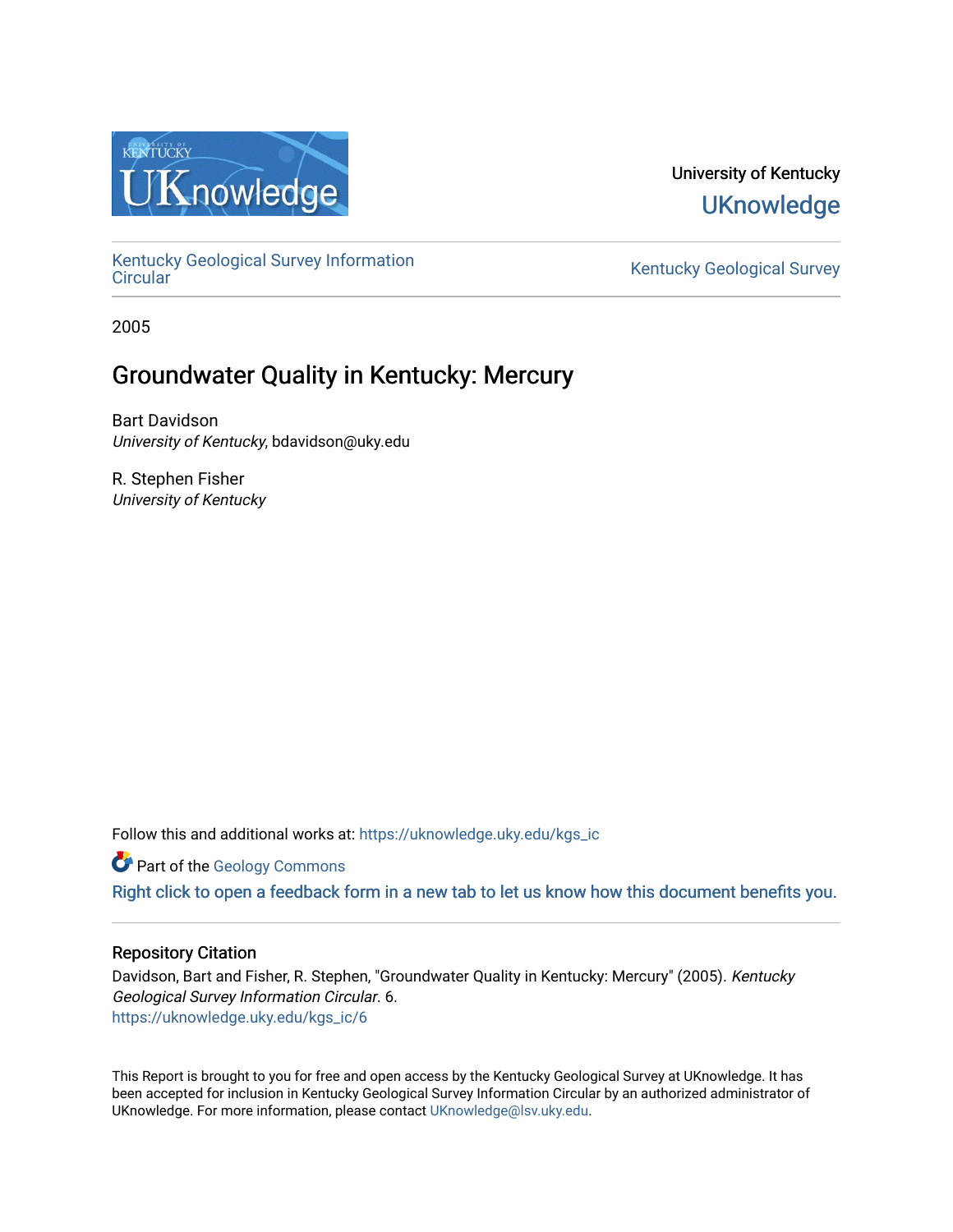University of Kentucky
UKnowledge

Kentucky Geological Survey Information Circular

Kentucky Geological Survey

2005

# Groundwater Quality in Kentucky: Mercury

Bart Davidson
*University of Kentucky*, bdavidson@uky.edu

R. Stephen Fisher
*University of Kentucky*

Follow this and additional works at: https://uknowledge.uky.edu/kgs_ic

Part of the Geology Commons

Right click to open a feedback form in a new tab to let us know how this document benefits you.

## Repository Citation

Davidson, Bart and Fisher, R. Stephen, "Groundwater Quality in Kentucky: Mercury" (2005). *Kentucky Geological Survey Information Circular*. 6.
https://uknowledge.uky.edu/kgs_ic/6

This Report is brought to you for free and open access by the Kentucky Geological Survey at UKnowledge. It has been accepted for inclusion in Kentucky Geological Survey Information Circular by an authorized administrator of UKnowledge. For more information, please contact UKnowledge@lsv.uky.edu.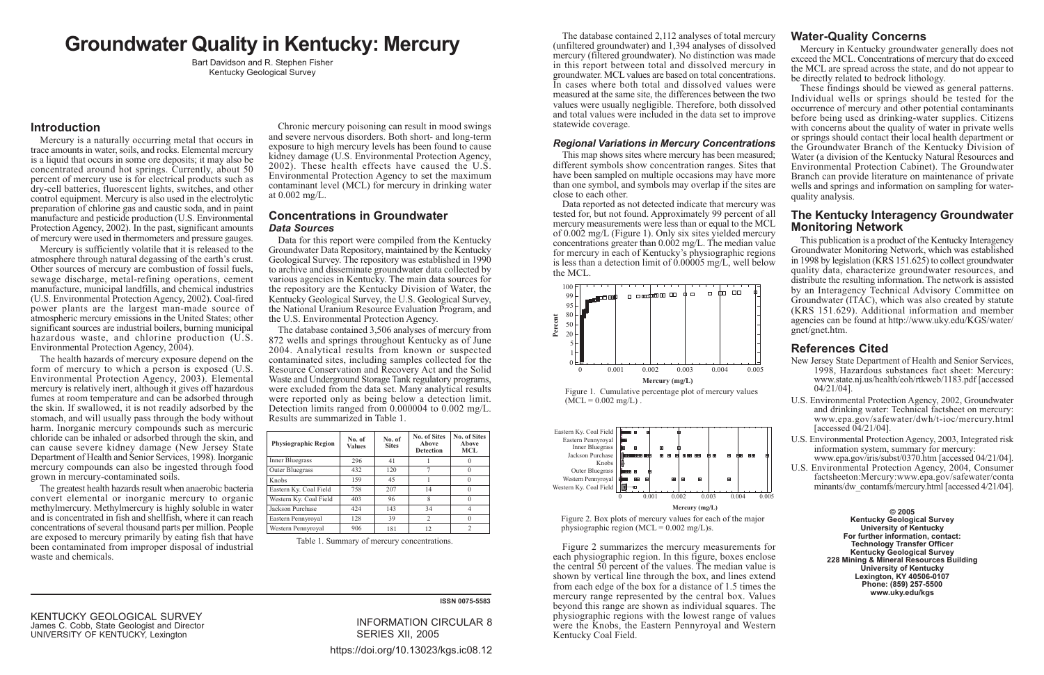# Groundwater Quality in Kentucky: Mercury

Bart Davidson and R. Stephen Fisher
Kentucky Geological Survey

## Introduction

Mercury is a naturally occurring metal that occurs in trace amounts in water, soils, and rocks. Elemental mercury is a liquid that occurs in some ore deposits; it may also be concentrated around hot springs. Currently, about 50 percent of mercury use is for electrical products such as dry-cell batteries, fluorescent lights, switches, and other control equipment. Mercury is also used in the electrolytic preparation of chlorine gas and caustic soda, and in paint manufacture and pesticide production (U.S. Environmental Protection Agency, 2002). In the past, significant amounts of mercury were used in thermometers and pressure gauges.

Mercury is sufficiently volatile that it is released to the atmosphere through natural degassing of the earth's crust. Other sources of mercury are combustion of fossil fuels, sewage discharge, metal-refining operations, cement manufacture, municipal landfills, and chemical industries (U.S. Environmental Protection Agency, 2002). Coal-fired power plants are the largest man-made source of atmospheric mercury emissions in the United States; other significant sources are industrial boilers, burning municipal hazardous waste, and chlorine production (U.S. Environmental Protection Agency, 2004).

The health hazards of mercury exposure depend on the form of mercury to which a person is exposed (U.S. Environmental Protection Agency, 2003). Elemental mercury is relatively inert, although it gives off hazardous fumes at room temperature and can be adsorbed through the skin. If swallowed, it is not readily adsorbed by the stomach, and will usually pass through the body without harm. Inorganic mercury compounds such as mercuric chloride can be inhaled or adsorbed through the skin, and can cause severe kidney damage (New Jersey State Department of Health and Senior Services, 1998). Inorganic mercury compounds can also be ingested through food grown in mercury-contaminated soils.

The greatest health hazards result when anaerobic bacteria convert elemental or inorganic mercury to organic methylmercury. Methylmercury is highly soluble in water and is concentrated in fish and shellfish, where it can reach concentrations of several thousand parts per million. People are exposed to mercury primarily by eating fish that have been contaminated from improper disposal of industrial waste and chemicals.

Chronic mercury poisoning can result in mood swings and severe nervous disorders. Both short- and long-term exposure to high mercury levels has been found to cause kidney damage (U.S. Environmental Protection Agency, 2002). These health effects have caused the U.S. Environmental Protection Agency to set the maximum contaminant level (MCL) for mercury in drinking water at 0.002 mg/L.

## Concentrations in Groundwater

### *Data Sources*

Data for this report were compiled from the Kentucky Groundwater Data Repository, maintained by the Kentucky Geological Survey. The repository was established in 1990 to archive and disseminate groundwater data collected by various agencies in Kentucky. The main data sources for the repository are the Kentucky Division of Water, the Kentucky Geological Survey, the U.S. Geological Survey, the National Uranium Resource Evaluation Program, and the U.S. Environmental Protection Agency.

The database contained 3,506 analyses of mercury from 872 wells and springs throughout Kentucky as of June 2004. Analytical results from known or suspected contaminated sites, including samples collected for the Resource Conservation and Recovery Act and the Solid Waste and Underground Storage Tank regulatory programs, were excluded from the data set. Many analytical results were reported only as being below a detection limit. Detection limits ranged from 0.000004 to 0.002 mg/L. Results are summarized in Table 1.

| Physiographic Region | No. of Values | No. of Sites | No. of Sites Above Detection | No. of Sites Above MCL |
|---|---|---|---|---|
| Inner Bluegrass | 296 | 41 | 1 | 0 |
| Outer Bluegrass | 432 | 120 | 7 | 0 |
| Knobs | 159 | 45 | 1 | 0 |
| Eastern Ky. Coal Field | 758 | 207 | 14 | 0 |
| Western Ky. Coal Field | 403 | 96 | 8 | 0 |
| Jackson Purchase | 424 | 143 | 34 | 4 |
| Eastern Pennyroyal | 128 | 39 | 2 | 0 |
| Western Pennyroyal | 906 | 181 | 12 | 2 |

Table 1. Summary of mercury concentrations.

The database contained 2,112 analyses of total mercury (unfiltered groundwater) and 1,394 analyses of dissolved mercury (filtered groundwater). No distinction was made in this report between total and dissolved mercury in groundwater. MCL values are based on total concentrations. In cases where both total and dissolved values were measured at the same site, the differences between the two values were usually negligible. Therefore, both dissolved and total values were included in the data set to improve statewide coverage.

### *Regional Variations in Mercury Concentrations*

This map shows sites where mercury has been measured; different symbols show concentration ranges. Sites that have been sampled on multiple occasions may have more than one symbol, and symbols may overlap if the sites are close to each other.

Data reported as not detected indicate that mercury was tested for, but not found. Approximately 99 percent of all mercury measurements were less than or equal to the MCL of 0.002 mg/L (Figure 1). Only six sites yielded mercury concentrations greater than 0.002 mg/L. The median value for mercury in each of Kentucky's physiographic regions is less than a detection limit of 0.00005 mg/L, well below the MCL.

Figure 1. Cumulative percentage plot of mercury values (MCL = 0.002 mg/L) .

Figure 2. Box plots of mercury values for each of the major physiographic region (MCL = 0.002 mg/L)s.

Figure 2 summarizes the mercury measurements for each physiographic region. In this figure, boxes enclose the central 50 percent of the values. The median value is shown by vertical line through the box, and lines extend from each edge of the box for a distance of 1.5 times the mercury range represented by the central box. Values beyond this range are shown as individual squares. The physiographic regions with the lowest range of values were the Knobs, the Eastern Pennyroyal and Western Kentucky Coal Field.

## Water-Quality Concerns

Mercury in Kentucky groundwater generally does not exceed the MCL. Concentrations of mercury that do exceed the MCL are spread across the state, and do not appear to be directly related to bedrock lithology.

These findings should be viewed as general patterns. Individual wells or springs should be tested for the occurrence of mercury and other potential contaminants before being used as drinking-water supplies. Citizens with concerns about the quality of water in private wells or springs should contact their local health department or the Groundwater Branch of the Kentucky Division of Water (a division of the Kentucky Natural Resources and Environmental Protection Cabinet). The Groundwater Branch can provide literature on maintenance of private wells and springs and information on sampling for water-quality analysis.

## The Kentucky Interagency Groundwater Monitoring Network

This publication is a product of the Kentucky Interagency Groundwater Monitoring Network, which was established in 1998 by legislation (KRS 151.625) to collect groundwater quality data, characterize groundwater resources, and distribute the resulting information. The network is assisted by an Interagency Technical Advisory Committee on Groundwater (ITAC), which was also created by statute (KRS 151.629). Additional information and member agencies can be found at http://www.uky.edu/KGS/water/gnet/gnet.htm.

## References Cited

- New Jersey State Department of Health and Senior Services, 1998, Hazardous substances fact sheet: Mercury: www.state.nj.us/health/eoh/rtkweb/1183.pdf [accessed 04/21/04].
- U.S. Environmental Protection Agency, 2002, Groundwater and drinking water: Technical factsheet on mercury: www.epa.gov/safewater/dwh/t-ioc/mercury.html [accessed 04/21/04].
- U.S. Environmental Protection Agency, 2003, Integrated risk information system, summary for mercury: www.epa.gov/iris/subst/0370.htm [accessed 04/21/04].
- U.S. Environmental Protection Agency, 2004, Consumer factsheeton:Mercury:www.epa.gov/safewater/contaminants/dw_contamfs/mercury.html [accessed 4/21/04].

**© 2005**
**Kentucky Geological Survey**
**University of Kentucky**
**For further information, contact:**
**Technology Transfer Officer**
**Kentucky Geological Survey**
**228 Mining & Mineral Resources Building**
**University of Kentucky**
**Lexington, KY 40506-0107**
**Phone: (859) 257-5500**
**www.uky.edu/kgs**

ISSN 0075-5583

KENTUCKY GEOLOGICAL SURVEY
James C. Cobb, State Geologist and Director
UNIVERSITY OF KENTUCKY, Lexington

INFORMATION CIRCULAR 8
SERIES XII, 2005

https://doi.org/10.13023/kgs.ic08.12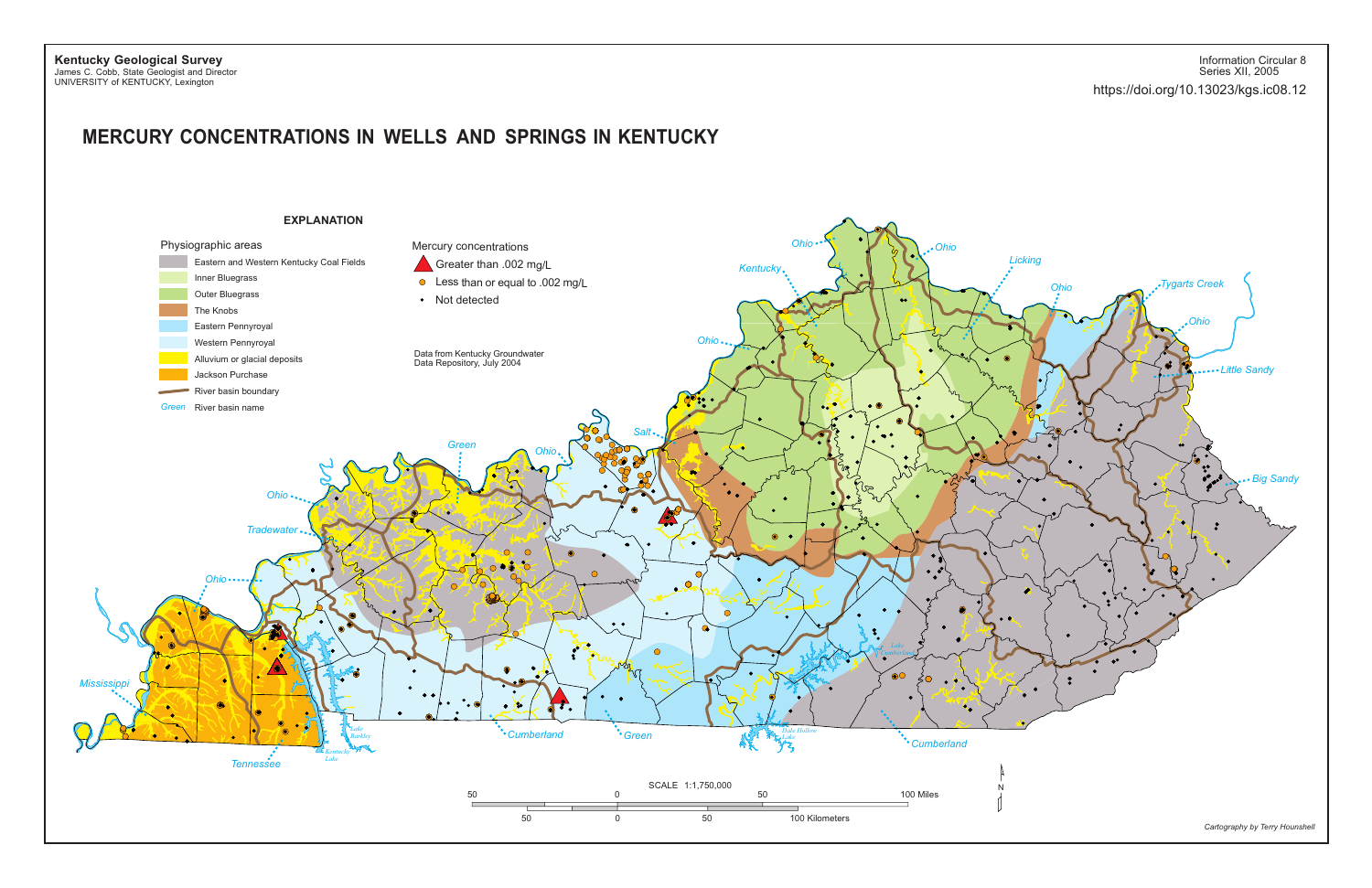**Kentucky Geological Survey**
James C. Cobb, State Geologist and Director
UNIVERSITY of KENTUCKY, Lexington

Information Circular 8
Series XII, 2005
https://doi.org/10.13023/kgs.ic08.12

# MERCURY CONCENTRATIONS IN WELLS AND SPRINGS IN KENTUCKY

## EXPLANATION

**Physiographic areas**

- Eastern and Western Kentucky Coal Fields
- Inner Bluegrass
- Outer Bluegrass
- The Knobs
- Eastern Pennyroyal
- Western Pennyroyal
- Alluvium or glacial deposits
- Jackson Purchase
- River basin boundary
- *Green* River basin name

**Mercury concentrations**

- Greater than .002 mg/L
- Less than or equal to .002 mg/L
- Not detected

Data from Kentucky Groundwater Data Repository, July 2004

Ohio
Ohio
Kentucky
Licking
Ohio
Tygarts Creek
Ohio
Ohio
Little Sandy
Salt
Green
Ohio
Big Sandy
Ohio
Tradewater
Ohio
Lake Cumberland
Mississippi
Lake Barkley
Kentucky Lake
Dale Hollow Lake
Cumberland
Green
Cumberland
Tennessee

SCALE 1:1,750,000

50 0 50 100 Miles

50 0 50 100 Kilometers

N

*Cartography by Terry Hounshell*